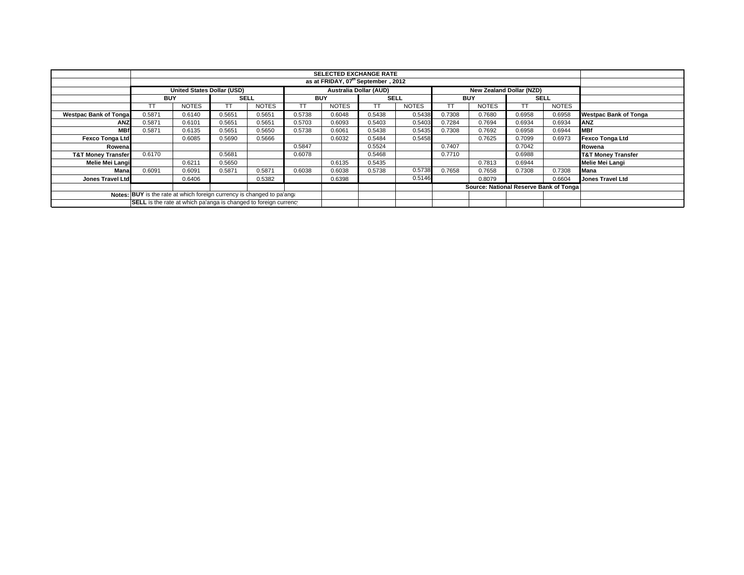| | SELECTED EXCHANGE RATE | | | | | | | | | | | | |
|---|---|---|---|---|---|---|---|---|---|---|---|---|---|
| | as at FRIDAY, 07th September , 2012 | | | | | | | | | | | | |
| | United States Dollar (USD) | | | | Australia Dollar (AUD) | | | | New Zealand Dollar (NZD) | | | | |
| | BUY | | SELL | | BUY | | SELL | | BUY | | SELL | | |
| | TT | NOTES | TT | NOTES | TT | NOTES | TT | NOTES | TT | NOTES | TT | NOTES | |
| **Westpac Bank of Tonga** | 0.5871 | 0.6140 | 0.5651 | 0.5651 | 0.5738 | 0.6048 | 0.5438 | 0.5438 | 0.7308 | 0.7680 | 0.6958 | 0.6958 | **Westpac Bank of Tonga** |
| **ANZ** | 0.5871 | 0.6101 | 0.5651 | 0.5651 | 0.5703 | 0.6093 | 0.5403 | 0.5403 | 0.7284 | 0.7694 | 0.6934 | 0.6934 | **ANZ** |
| **MBf** | 0.5871 | 0.6135 | 0.5651 | 0.5650 | 0.5738 | 0.6061 | 0.5438 | 0.5435 | 0.7308 | 0.7692 | 0.6958 | 0.6944 | **MBf** |
| **Fexco Tonga Ltd** | | 0.6085 | 0.5690 | 0.5666 | | 0.6032 | 0.5484 | 0.5458 | | 0.7625 | 0.7099 | 0.6973 | **Fexco Tonga Ltd** |
| **Rowena** | | | | | 0.5847 | | 0.5524 | | 0.7407 | | 0.7042 | | **Rowena** |
| **T&T Money Transfer** | 0.6170 | | 0.5681 | | 0.6078 | | 0.5468 | | 0.7710 | | 0.6988 | | **T&T Money Transfer** |
| **Melie Mei Langi** | | 0.6211 | 0.5650 | | | 0.6135 | 0.5435 | | | 0.7813 | 0.6944 | | **Melie Mei Langi** |
| **Mana** | 0.6091 | 0.6091 | 0.5871 | 0.5871 | 0.6038 | 0.6038 | 0.5738 | 0.5738 | 0.7658 | 0.7658 | 0.7308 | 0.7308 | **Mana** |
| **Jones Travel Ltd** | | 0.6406 | | 0.5382 | | 0.6398 | | 0.5146 | | 0.8079 | | 0.6604 | **Jones Travel Ltd** |
| | | | | | | | | | Source: National Reserve Bank of Tonga | | | | |
| **Notes:** | **BUY** is the rate at which foreign currency is changed to pa'anga | | | | | | | | | | | | |
| | **SELL** is the rate at which pa'anga is changed to foreign currency | | | | | | | | | | | | |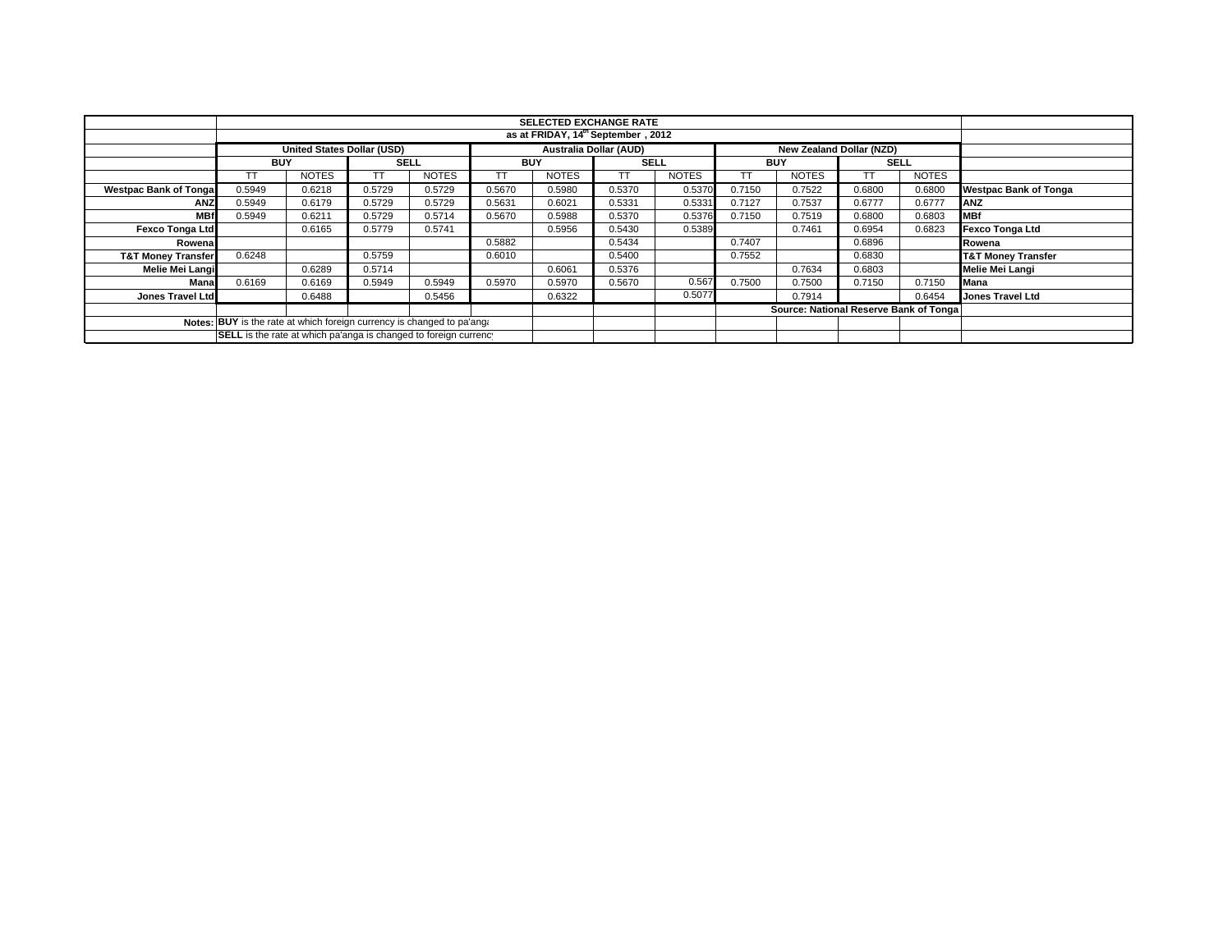| | SELECTED EXCHANGE RATE | | | | | | | | | | | | |
|---|---|---|---|---|---|---|---|---|---|---|---|---|---|
| | as at FRIDAY, 14th September , 2012 | | | | | | | | | | | | |
| | United States Dollar (USD) | | | | Australia Dollar (AUD) | | | | New Zealand Dollar (NZD) | | | | |
| | BUY | | SELL | | BUY | | SELL | | BUY | | SELL | | |
| | TT | NOTES | TT | NOTES | TT | NOTES | TT | NOTES | TT | NOTES | TT | NOTES | |
| **Westpac Bank of Tonga** | 0.5949 | 0.6218 | 0.5729 | 0.5729 | 0.5670 | 0.5980 | 0.5370 | 0.5370 | 0.7150 | 0.7522 | 0.6800 | 0.6800 | **Westpac Bank of Tonga** |
| **ANZ** | 0.5949 | 0.6179 | 0.5729 | 0.5729 | 0.5631 | 0.6021 | 0.5331 | 0.5331 | 0.7127 | 0.7537 | 0.6777 | 0.6777 | **ANZ** |
| **MBf** | 0.5949 | 0.6211 | 0.5729 | 0.5714 | 0.5670 | 0.5988 | 0.5370 | 0.5376 | 0.7150 | 0.7519 | 0.6800 | 0.6803 | **MBf** |
| **Fexco Tonga Ltd** | | 0.6165 | 0.5779 | 0.5741 | | 0.5956 | 0.5430 | 0.5389 | | 0.7461 | 0.6954 | 0.6823 | **Fexco Tonga Ltd** |
| **Rowena** | | | | | 0.5882 | | 0.5434 | | 0.7407 | | 0.6896 | | **Rowena** |
| **T&T Money Transfer** | 0.6248 | | 0.5759 | | 0.6010 | | 0.5400 | | 0.7552 | | 0.6830 | | **T&T Money Transfer** |
| **Melie Mei Langi** | | 0.6289 | 0.5714 | | | 0.6061 | 0.5376 | | | 0.7634 | 0.6803 | | **Melie Mei Langi** |
| **Mana** | 0.6169 | 0.6169 | 0.5949 | 0.5949 | 0.5970 | 0.5970 | 0.5670 | 0.567 | 0.7500 | 0.7500 | 0.7150 | 0.7150 | **Mana** |
| **Jones Travel Ltd** | | 0.6488 | | 0.5456 | | 0.6322 | | 0.5077 | | 0.7914 | | 0.6454 | **Jones Travel Ltd** |
| | | | | | | | | | **Source: National Reserve Bank of Tonga** | | | | |
| **Notes:** | **BUY** is the rate at which foreign currency is changed to pa'anga | | | | | | | | | | | | |
| | **SELL** is the rate at which pa'anga is changed to foreign currency | | | | | | | | | | | | |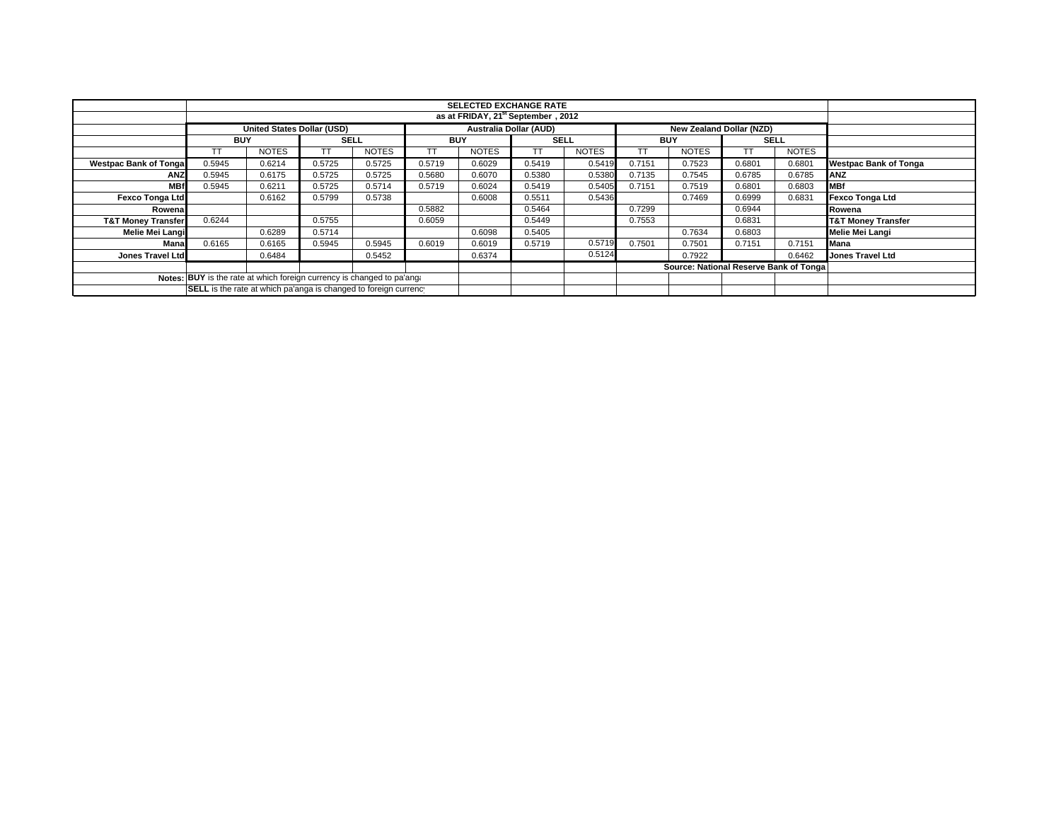| | SELECTED EXCHANGE RATE | | | | | | | | | | | | |
|---|---|---|---|---|---|---|---|---|---|---|---|---|---|
| | as at FRIDAY, 21st September , 2012 | | | | | | | | | | | | |
| | United States Dollar (USD) | | | | Australia Dollar (AUD) | | | | New Zealand Dollar (NZD) | | | | |
| | BUY | | SELL | | BUY | | SELL | | BUY | | SELL | | |
| | TT | NOTES | TT | NOTES | TT | NOTES | TT | NOTES | TT | NOTES | TT | NOTES | |
| **Westpac Bank of Tonga** | 0.5945 | 0.6214 | 0.5725 | 0.5725 | 0.5719 | 0.6029 | 0.5419 | 0.5419 | 0.7151 | 0.7523 | 0.6801 | 0.6801 | **Westpac Bank of Tonga** |
| **ANZ** | 0.5945 | 0.6175 | 0.5725 | 0.5725 | 0.5680 | 0.6070 | 0.5380 | 0.5380 | 0.7135 | 0.7545 | 0.6785 | 0.6785 | **ANZ** |
| **MBf** | 0.5945 | 0.6211 | 0.5725 | 0.5714 | 0.5719 | 0.6024 | 0.5419 | 0.5405 | 0.7151 | 0.7519 | 0.6801 | 0.6803 | **MBf** |
| **Fexco Tonga Ltd** | | 0.6162 | 0.5799 | 0.5738 | | 0.6008 | 0.5511 | 0.5436 | | 0.7469 | 0.6999 | 0.6831 | **Fexco Tonga Ltd** |
| **Rowena** | | | | | 0.5882 | | 0.5464 | | 0.7299 | | 0.6944 | | **Rowena** |
| **T&T Money Transfer** | 0.6244 | | 0.5755 | | 0.6059 | | 0.5449 | | 0.7553 | | 0.6831 | | **T&T Money Transfer** |
| **Melie Mei Langi** | | 0.6289 | 0.5714 | | | 0.6098 | 0.5405 | | | 0.7634 | 0.6803 | | **Melie Mei Langi** |
| **Mana** | 0.6165 | 0.6165 | 0.5945 | 0.5945 | 0.6019 | 0.6019 | 0.5719 | 0.5719 | 0.7501 | 0.7501 | 0.7151 | 0.7151 | **Mana** |
| **Jones Travel Ltd** | | 0.6484 | | 0.5452 | | 0.6374 | | 0.5124 | | 0.7922 | | 0.6462 | **Jones Travel Ltd** |
| | | | | | | | | | Source: National Reserve Bank of Tonga | | | | |
| **Notes:** | **BUY** is the rate at which foreign currency is changed to pa'anga | | | | | | | | | | | | |
| | **SELL** is the rate at which pa'anga is changed to foreign currency | | | | | | | | | | | | |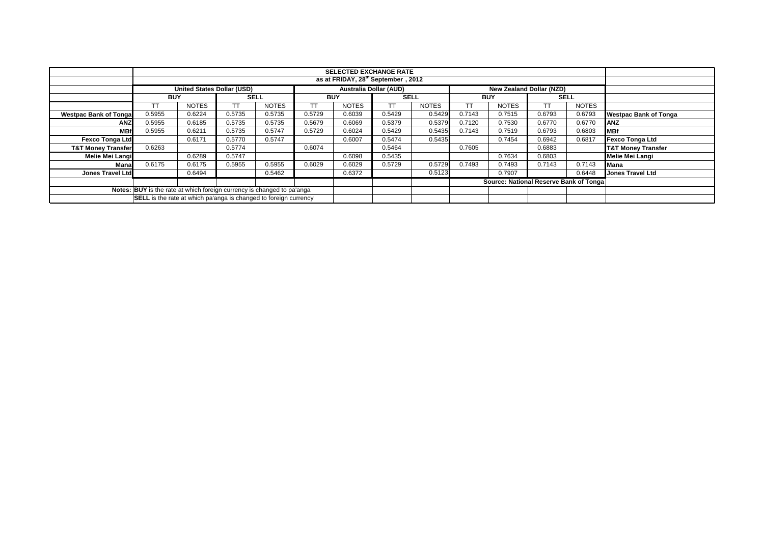| | SELECTED EXCHANGE RATE | | | | | | | | | | | | |
|---|---|---|---|---|---|---|---|---|---|---|---|---|---|
| | as at FRIDAY, 28th September , 2012 | | | | | | | | | | | | |
| | United States Dollar (USD) | | | | Australia Dollar (AUD) | | | | New Zealand Dollar (NZD) | | | | |
| | BUY | | SELL | | BUY | | SELL | | BUY | | SELL | | |
| | TT | NOTES | TT | NOTES | TT | NOTES | TT | NOTES | TT | NOTES | TT | NOTES | |
| Westpac Bank of Tonga | 0.5955 | 0.6224 | 0.5735 | 0.5735 | 0.5729 | 0.6039 | 0.5429 | 0.5429 | 0.7143 | 0.7515 | 0.6793 | 0.6793 | Westpac Bank of Tonga |
| ANZ | 0.5955 | 0.6185 | 0.5735 | 0.5735 | 0.5679 | 0.6069 | 0.5379 | 0.5379 | 0.7120 | 0.7530 | 0.6770 | 0.6770 | ANZ |
| MBf | 0.5955 | 0.6211 | 0.5735 | 0.5747 | 0.5729 | 0.6024 | 0.5429 | 0.5435 | 0.7143 | 0.7519 | 0.6793 | 0.6803 | MBf |
| Fexco Tonga Ltd | | 0.6171 | 0.5770 | 0.5747 | | 0.6007 | 0.5474 | 0.5435 | | 0.7454 | 0.6942 | 0.6817 | Fexco Tonga Ltd |
| T&T Money Transfer | 0.6263 | | 0.5774 | | 0.6074 | | 0.5464 | | 0.7605 | | 0.6883 | | T&T Money Transfer |
| Melie Mei Langi | | 0.6289 | 0.5747 | | | 0.6098 | 0.5435 | | | 0.7634 | 0.6803 | | Melie Mei Langi |
| Mana | 0.6175 | 0.6175 | 0.5955 | 0.5955 | 0.6029 | 0.6029 | 0.5729 | 0.5729 | 0.7493 | 0.7493 | 0.7143 | 0.7143 | Mana |
| Jones Travel Ltd | | 0.6494 | | 0.5462 | | 0.6372 | | 0.5123 | | 0.7907 | | 0.6448 | Jones Travel Ltd |
| | | | | | | | | | Source: National Reserve Bank of Tonga | | | | |
| Notes: | BUY is the rate at which foreign currency is changed to pa'anga | | | | | | | | | | | | |
| | SELL is the rate at which pa'anga is changed to foreign currency | | | | | | | | | | | | |